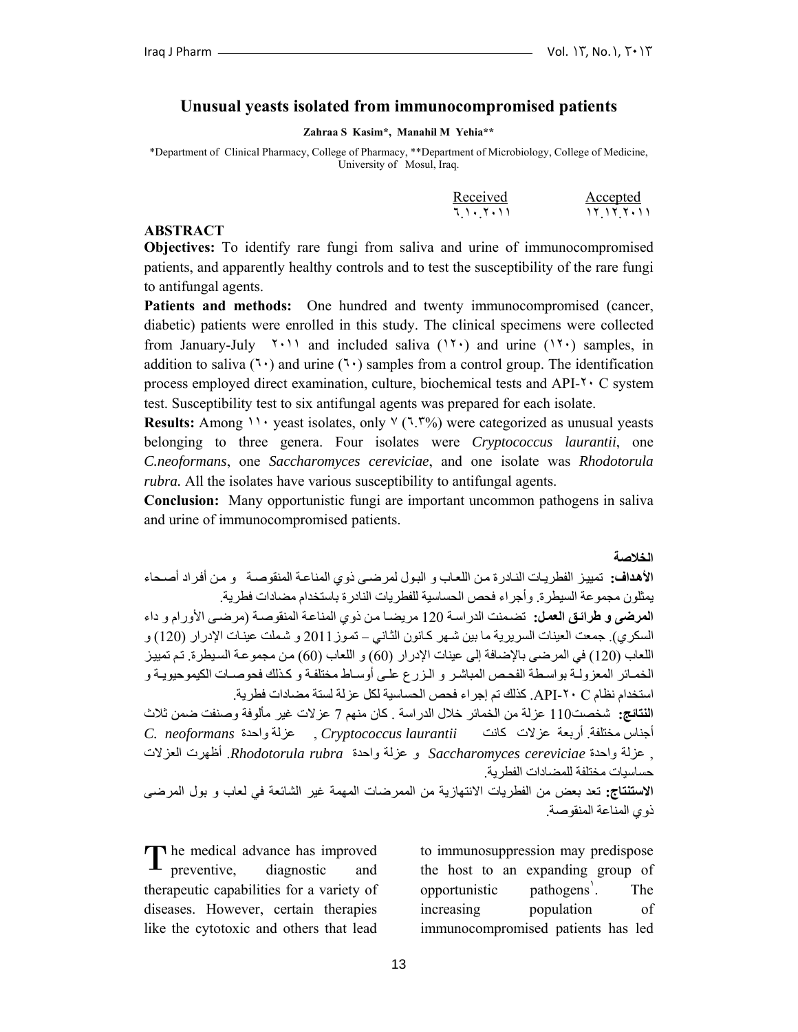# Unusual yeasts isolated from immunocompromised patients

**Zahraa S Kasim\*, Manahil M Yehia\*\***

\*Department of Clinical Pharmacy, College of Pharmacy, \*\*Department of Microbiology, College of Medicine, University of Mosul, Iraq.

| Received | Accepted |
|---|---|
| ٦.١٠.٢٠١١ | ١٢.١٢.٢٠١١ |

## ABSTRACT

**Objectives:** To identify rare fungi from saliva and urine of immunocompromised patients, and apparently healthy controls and to test the susceptibility of the rare fungi to antifungal agents.

**Patients and methods:** One hundred and twenty immunocompromised (cancer, diabetic) patients were enrolled in this study. The clinical specimens were collected from January-July ٢٠١١ and included saliva (١٢٠) and urine (١٢٠) samples, in addition to saliva (٦٠) and urine (٦٠) samples from a control group. The identification process employed direct examination, culture, biochemical tests and API-٢٠ C system test. Susceptibility test to six antifungal agents was prepared for each isolate.

**Results:** Among ١١٠ yeast isolates, only ٧ (٦.٣%) were categorized as unusual yeasts belonging to three genera. Four isolates were *Cryptococcus laurantii*, one *C.neoformans*, one *Saccharomyces cereviciae*, and one isolate was *Rhodotorula rubra*. All the isolates have various susceptibility to antifungal agents.

**Conclusion:** Many opportunistic fungi are important uncommon pathogens in saliva and urine of immunocompromised patients.

## الخلاصة

**الأهداف:** تمييز الفطريات النادرة من اللعاب و البول لمرضى ذوي المناعة المنقوصة و من أفراد أصحاء يمثلون مجموعة السيطرة. وأجراء فحص الحساسية للفطريات النادرة باستخدام مضادات فطرية.

**المرضى و طرائق العمل:** تضمنت الدراسة 120 مريضا من ذوي المناعة المنقوصة (مرضى الأورام و داء السكري). جمعت العينات السريرية ما بين شهر كانون الثاني – تموز 2011 و شملت عينات الإدرار (120) و اللعاب (120) في المرضى بالإضافة إلى عينات الإدرار (60) و اللعاب (60) من مجموعة السيطرة. تم تمييز الخمائر المعزولة بواسطة الفحص المباشر و الزرع على أوساط مختلفة و كذلك فحوصات الكيموحيوية و استخدام نظام API-٢٠ C. كذلك تم إجراء فحص الحساسية لكل عزلة لستة مضادات فطرية.

**النتائج:** شخصت110 عزلة من الخمائر خلال الدراسة . كان منهم 7 عزلات غير مألوفة وصنفت ضمن ثلاث أجناس مختلفة. أربعة عزلات كانت *Cryptococcus laurantii* , عزلة واحدة *C. neoformans* , عزلة واحدة *Saccharomyces cereviciae* و عزلة واحدة *Rhodotorula rubra*. أظهرت العزلات حساسيات مختلفة للمضادات الفطرية.

**الاستنتاج:** تعد بعض من الفطريات الانتهازية من الممرضات المهمة غير الشائعة في لعاب و بول المرضى ذوي المناعة المنقوصة.

The medical advance has improved preventive, diagnostic and therapeutic capabilities for a variety of diseases. However, certain therapies like the cytotoxic and others that lead to immunosuppression may predispose the host to an expanding group of opportunistic pathogens[١]. The increasing population of immunocompromised patients has led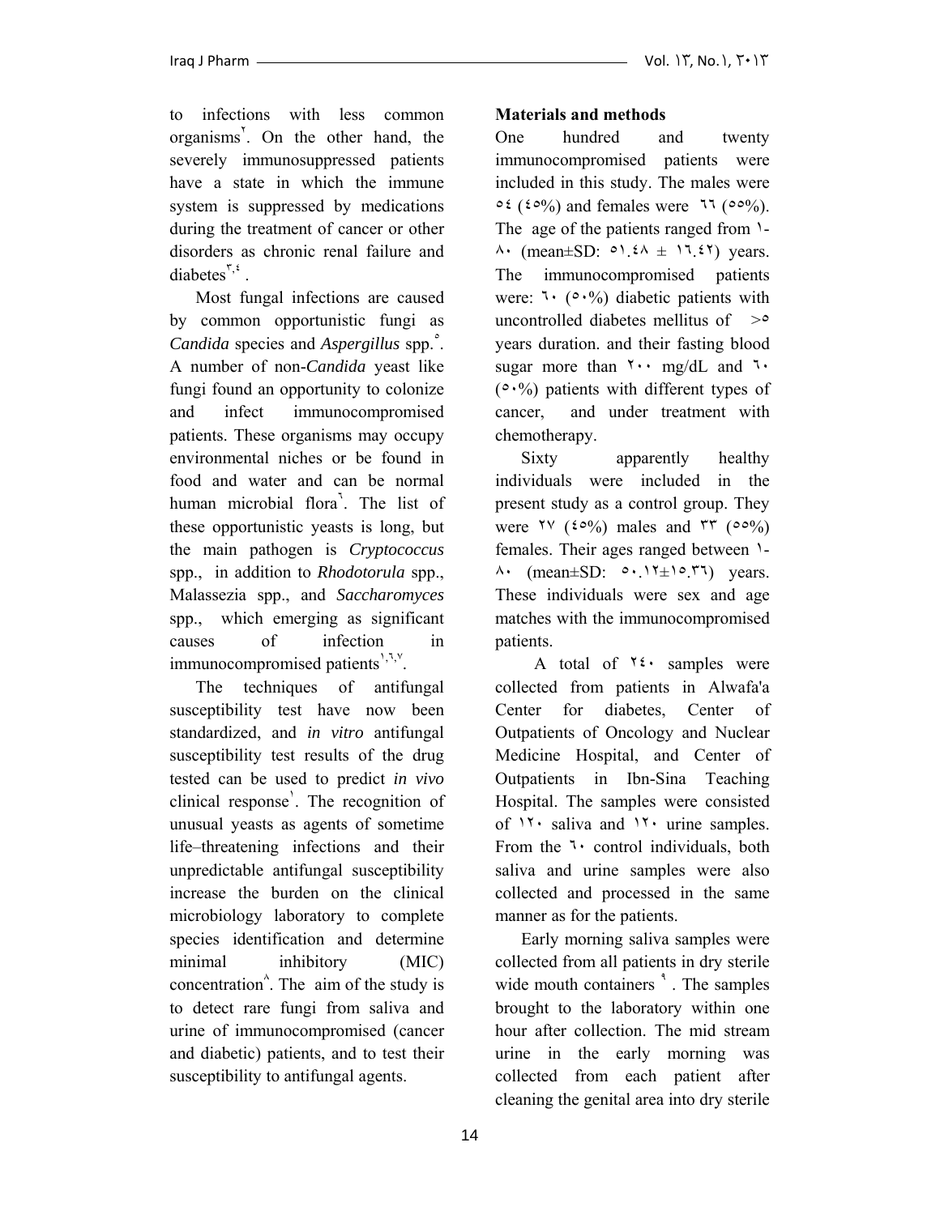to infections with less common organisms[٢]. On the other hand, the severely immunosuppressed patients have a state in which the immune system is suppressed by medications during the treatment of cancer or other disorders as chronic renal failure and diabetes[٣,٤].

Most fungal infections are caused by common opportunistic fungi as *Candida* species and *Aspergillus* spp.[٥]. A number of non-*Candida* yeast like fungi found an opportunity to colonize and infect immunocompromised patients. These organisms may occupy environmental niches or be found in food and water and can be normal human microbial flora[٦]. The list of these opportunistic yeasts is long, but the main pathogen is *Cryptococcus* spp., in addition to *Rhodotorula* spp., Malassezia spp., and *Saccharomyces* spp., which emerging as significant causes of infection in immunocompromised patients[١,٦,٧].

The techniques of antifungal susceptibility test have now been standardized, and *in vitro* antifungal susceptibility test results of the drug tested can be used to predict *in vivo* clinical response[١]. The recognition of unusual yeasts as agents of sometime life–threatening infections and their unpredictable antifungal susceptibility increase the burden on the clinical microbiology laboratory to complete species identification and determine minimal inhibitory (MIC) concentration[٨]. The aim of the study is to detect rare fungi from saliva and urine of immunocompromised (cancer and diabetic) patients, and to test their susceptibility to antifungal agents.

**Materials and methods**

One hundred and twenty immunocompromised patients were included in this study. The males were ٥٤ (٤٥%) and females were ٦٦ (٥٥%). The age of the patients ranged from ١-٨٠ (mean±SD: ٥١.٤٨ ± ١٦.٤٢) years. The immunocompromised patients were: ٦٠ (٥٠%) diabetic patients with uncontrolled diabetes mellitus of >٥ years duration. and their fasting blood sugar more than ٢٠٠ mg/dL and ٦٠ (٥٠%) patients with different types of cancer, and under treatment with chemotherapy.

Sixty apparently healthy individuals were included in the present study as a control group. They were ٢٧ (٤٥%) males and ٣٣ (٥٥%) females. Their ages ranged between ١-٨٠ (mean±SD: ٥٠.١٢±١٥.٣٦) years. These individuals were sex and age matches with the immunocompromised patients.

A total of ٢٤٠ samples were collected from patients in Alwafa'a Center for diabetes, Center of Outpatients of Oncology and Nuclear Medicine Hospital, and Center of Outpatients in Ibn-Sina Teaching Hospital. The samples were consisted of ١٢٠ saliva and ١٢٠ urine samples. From the ٦٠ control individuals, both saliva and urine samples were also collected and processed in the same manner as for the patients.

Early morning saliva samples were collected from all patients in dry sterile wide mouth containers [٩]. The samples brought to the laboratory within one hour after collection. The mid stream urine in the early morning was collected from each patient after cleaning the genital area into dry sterile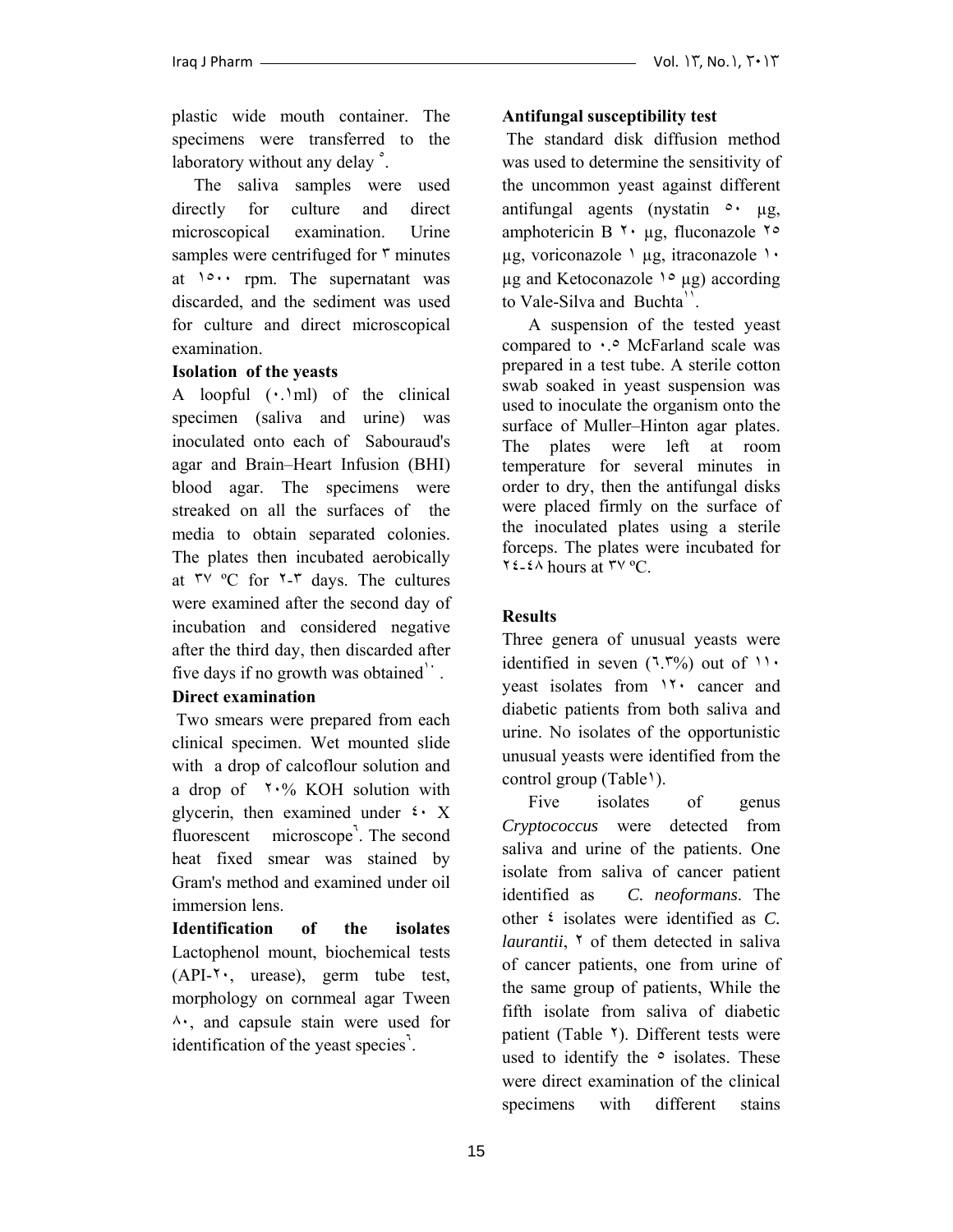plastic wide mouth container. The specimens were transferred to the laboratory without any delay [٥].

The saliva samples were used directly for culture and direct microscopical examination. Urine samples were centrifuged for ٣ minutes at ١٥٠٠ rpm. The supernatant was discarded, and the sediment was used for culture and direct microscopical examination.

**Isolation of the yeasts**

A loopful (٠.١ml) of the clinical specimen (saliva and urine) was inoculated onto each of Sabouraud's agar and Brain–Heart Infusion (BHI) blood agar. The specimens were streaked on all the surfaces of the media to obtain separated colonies. The plates then incubated aerobically at ٣٧ ºC for ٢-٣ days. The cultures were examined after the second day of incubation and considered negative after the third day, then discarded after five days if no growth was obtained[١٠].

**Direct examination**

Two smears were prepared from each clinical specimen. Wet mounted slide with a drop of calcoflour solution and a drop of ٢٠% KOH solution with glycerin, then examined under ٤٠ X fluorescent microscope[٦]. The second heat fixed smear was stained by Gram's method and examined under oil immersion lens.

**Identification of the isolates**

Lactophenol mount, biochemical tests (API-٢٠, urease), germ tube test, morphology on cornmeal agar Tween ٨٠, and capsule stain were used for identification of the yeast species[٦].

**Antifungal susceptibility test**

The standard disk diffusion method was used to determine the sensitivity of the uncommon yeast against different antifungal agents (nystatin ٥٠ µg, amphotericin B ٢٠ µg, fluconazole ٢٥ µg, voriconazole ١ µg, itraconazole ١٠ µg and Ketoconazole ١٥ µg) according to Vale-Silva and Buchta[١١].

A suspension of the tested yeast compared to ٠.٥ McFarland scale was prepared in a test tube. A sterile cotton swab soaked in yeast suspension was used to inoculate the organism onto the surface of Muller–Hinton agar plates. The plates were left at room temperature for several minutes in order to dry, then the antifungal disks were placed firmly on the surface of the inoculated plates using a sterile forceps. The plates were incubated for ٢٤-٤٨ hours at ٣٧ ºC.

## Results

Three genera of unusual yeasts were identified in seven (٦.٣%) out of ١١٠ yeast isolates from ١٢٠ cancer and diabetic patients from both saliva and urine. No isolates of the opportunistic unusual yeasts were identified from the control group (Table١).

Five isolates of genus *Cryptococcus* were detected from saliva and urine of the patients. One isolate from saliva of cancer patient identified as *C. neoformans*. The other ٤ isolates were identified as *C. laurantii*, ٢ of them detected in saliva of cancer patients, one from urine of the same group of patients, While the fifth isolate from saliva of diabetic patient (Table ٢). Different tests were used to identify the ٥ isolates. These were direct examination of the clinical specimens with different stains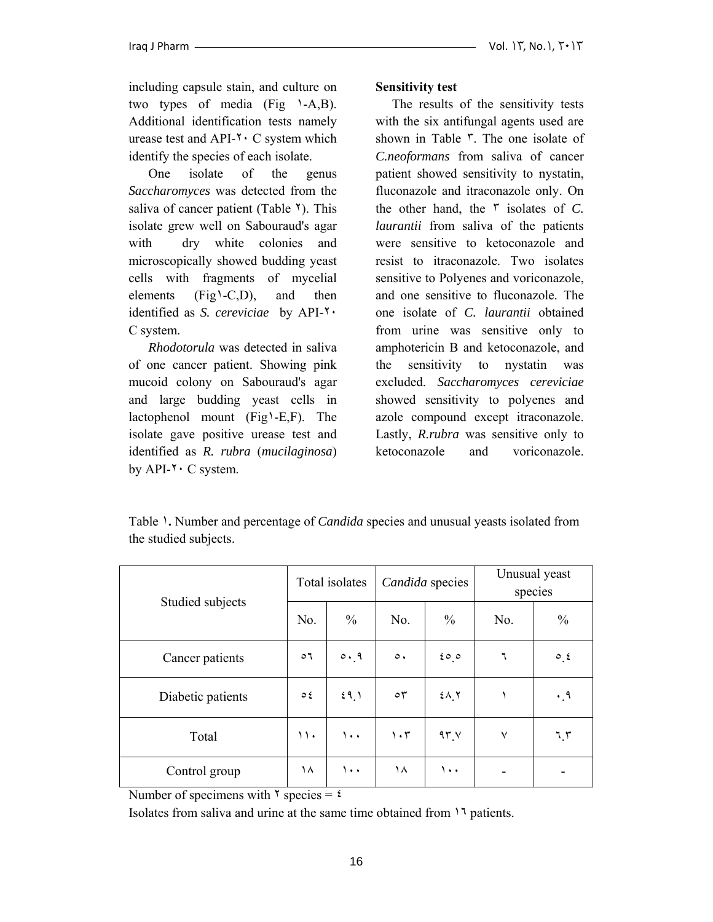including capsule stain, and culture on two types of media (Fig ١-A,B). Additional identification tests namely urease test and API-٢٠ C system which identify the species of each isolate.

One isolate of the genus *Saccharomyces* was detected from the saliva of cancer patient (Table ٢). This isolate grew well on Sabouraud's agar with dry white colonies and microscopically showed budding yeast cells with fragments of mycelial elements (Fig١-C,D), and then identified as *S. ceréviciae* by API-٢٠ C system.

*Rhodotorula* was detected in saliva of one cancer patient. Showing pink mucoid colony on Sabouraud's agar and large budding yeast cells in lactophenol mount (Fig١-E,F). The isolate gave positive urease test and identified as *R. rubra* (*mucilaginosa*) by API-٢٠ C system.

**Sensitivity test**

The results of the sensitivity tests with the six antifungal agents used are shown in Table ٣. The one isolate of *C.neoformans* from saliva of cancer patient showed sensitivity to nystatin, fluconazole and itraconazole only. On the other hand, the ٣ isolates of *C. laurantii* from saliva of the patients were sensitive to ketoconazole and resist to itraconazole. Two isolates sensitive to Polyenes and voriconazole, and one sensitive to fluconazole. The one isolate of *C. laurantii* obtained from urine was sensitive only to amphotericin B and ketoconazole, and the sensitivity to nystatin was excluded. *Saccharomyces cereviciae* showed sensitivity to polyenes and azole compound except itraconazole. Lastly, *R.rubra* was sensitive only to ketoconazole and voriconazole.

Table ١**.** Number and percentage of *Candida* species and unusual yeasts isolated from the studied subjects.

| Studied subjects | Total isolates | | *Candida* species | | Unusual yeast species | |
|---|---|---|---|---|---|---|
| | No. | % | No. | % | No. | % |
| Cancer patients | ٥٦ | ٥٠.٩ | ٥٠ | ٤٥.٥ | ٦ | ٥.٤ |
| Diabetic patients | ٥٤ | ٤٩.١ | ٥٣ | ٤٨.٢ | ١ | ٠.٩ |
| Total | ١١٠ | ١٠٠ | ١٠٣ | ٩٣.٧ | ٧ | ٦.٣ |
| Control group | ١٨ | ١٠٠ | ١٨ | ١٠٠ | - | - |

Number of specimens with ٢ species = ٤

Isolates from saliva and urine at the same time obtained from ١٦ patients.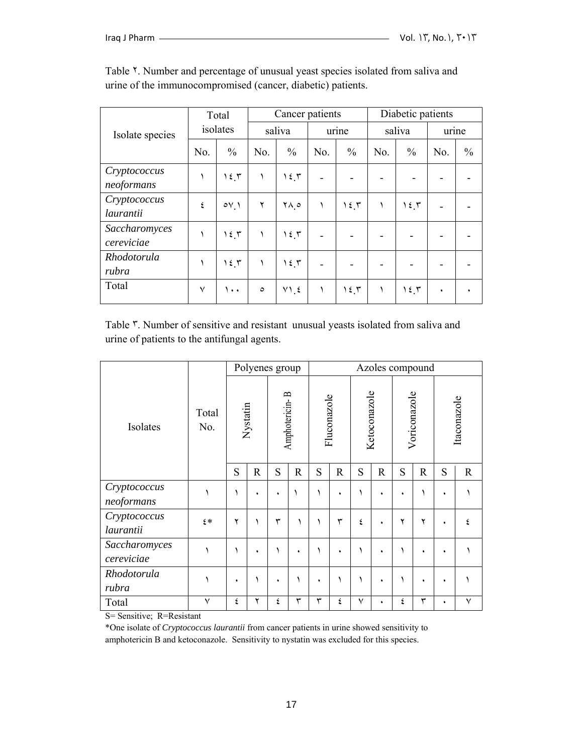Table ٢. Number and percentage of unusual yeast species isolated from saliva and urine of the immunocompromised (cancer, diabetic) patients.

| Isolate species | Total isolates | | Cancer patients | | | | Diabetic patients | | | |
|---|---|---|---|---|---|---|---|---|---|---|
| | | | saliva | | urine | | saliva | | urine | |
| | No. | % | No. | % | No. | % | No. | % | No. | % |
| *Cryptococcus neoformans* | ١ | ١٤.٣ | ١ | ١٤.٣ | - | - | - | - | - | - |
| *Cryptococcus laurantii* | ٤ | ٥٧.١ | ٢ | ٢٨.٥ | ١ | ١٤.٣ | ١ | ١٤.٣ | - | - |
| *Saccharomyces cereviciae* | ١ | ١٤.٣ | ١ | ١٤.٣ | - | - | - | - | - | - |
| *Rhodotorula rubra* | ١ | ١٤.٣ | ١ | ١٤.٣ | - | - | - | - | - | - |
| Total | ٧ | ١٠٠ | ٥ | ٧١.٤ | ١ | ١٤.٣ | ١ | ١٤.٣ | ٠ | ٠ |

Table ٣. Number of sensitive and resistant unusual yeasts isolated from saliva and urine of patients to the antifungal agents.

| Isolates | Total No. | Polyenes group | | | | Azoles compound | | | | | | | |
|---|---|---|---|---|---|---|---|---|---|---|---|---|---|
| | | Nystatin | | Amphotericin- B | | Fluconazole | | Ketoconazole | | Voriconazole | | Itaconazole | |
| | | S | R | S | R | S | R | S | R | S | R | S | R |
| *Cryptococcus neoformans* | ١ | ١ | ٠ | ٠ | ١ | ١ | ٠ | ١ | ٠ | ٠ | ١ | ٠ | ١ |
| *Cryptococcus laurantii* | ٤* | ٢ | ١ | ٣ | ١ | ١ | ٣ | ٤ | ٠ | ٢ | ٢ | ٠ | ٤ |
| *Saccharomyces cereviciae* | ١ | ١ | ٠ | ١ | ٠ | ١ | ٠ | ١ | ٠ | ١ | ٠ | ٠ | ١ |
| *Rhodotorula rubra* | ١ | ٠ | ١ | ٠ | ١ | ٠ | ١ | ١ | ٠ | ١ | ٠ | ٠ | ١ |
| Total | ٧ | ٤ | ٢ | ٤ | ٣ | ٣ | ٤ | ٧ | ٠ | ٤ | ٣ | ٠ | ٧ |

S= Sensitive; R=Resistant

*One isolate of *Cryptococcus laurantii* from cancer patients in urine showed sensitivity to amphotericin B and ketoconazole. Sensitivity to nystatin was excluded for this species.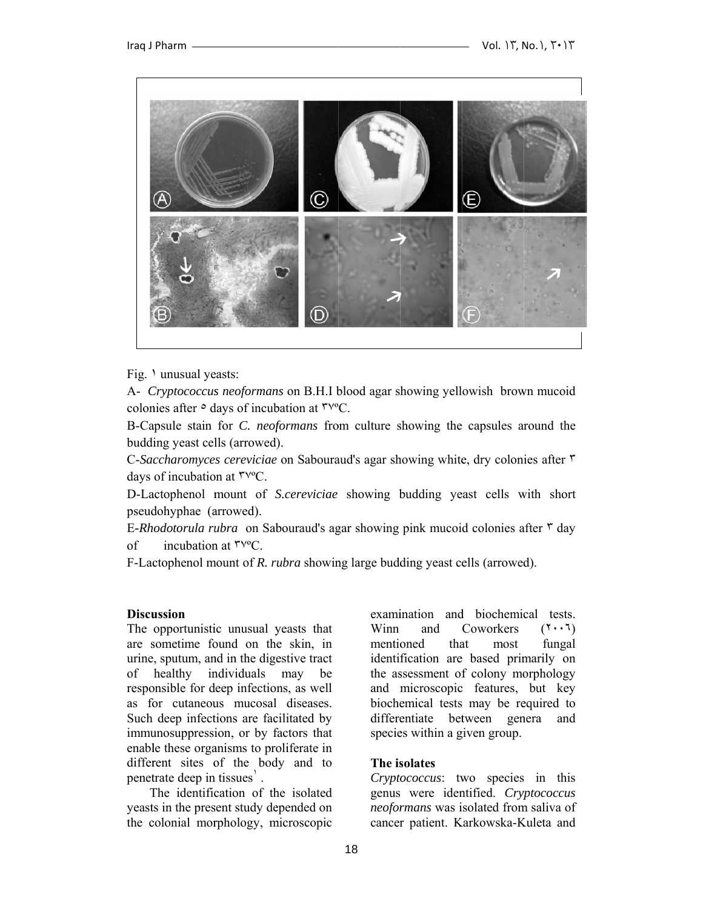Fig. ١ unusual yeasts:

A- *Cryptococcus neoformans* on B.H.I blood agar showing yellowish brown mucoid colonies after ٥ days of incubation at ٣٧ºC.

B-Capsule stain for *C. neoformans* from culture showing the capsules around the budding yeast cells (arrowed).

C-*Saccharomyces cereviciae* on Sabouraud's agar showing white, dry colonies after ٣ days of incubation at ٣٧ºC.

D-Lactophenol mount of *S.cereviciae* showing budding yeast cells with short pseudohyphae (arrowed).

E-*Rhodotorula rubra* on Sabouraud's agar showing pink mucoid colonies after ٣ day of incubation at ٣٧ºC.

F-Lactophenol mount of *R. rubra* showing large budding yeast cells (arrowed).

**Discussion**

The opportunistic unusual yeasts that are sometime found on the skin, in urine, sputum, and in the digestive tract of healthy individuals may be responsible for deep infections, as well as for cutaneous mucosal diseases. Such deep infections are facilitated by immunosuppression, or by factors that enable these organisms to proliferate in different sites of the body and to penetrate deep in tissues[١].

The identification of the isolated yeasts in the present study depended on the colonial morphology, microscopic examination and biochemical tests. Winn and Coworkers (٢٠٠٦) mentioned that most fungal identification are based primarily on the assessment of colony morphology and microscopic features, but key biochemical tests may be required to differentiate between genera and species within a given group.

**The isolates**

*Cryptococcus*: two species in this genus were identified. *Cryptococcus neoformans* was isolated from saliva of cancer patient. Karkowska-Kuleta and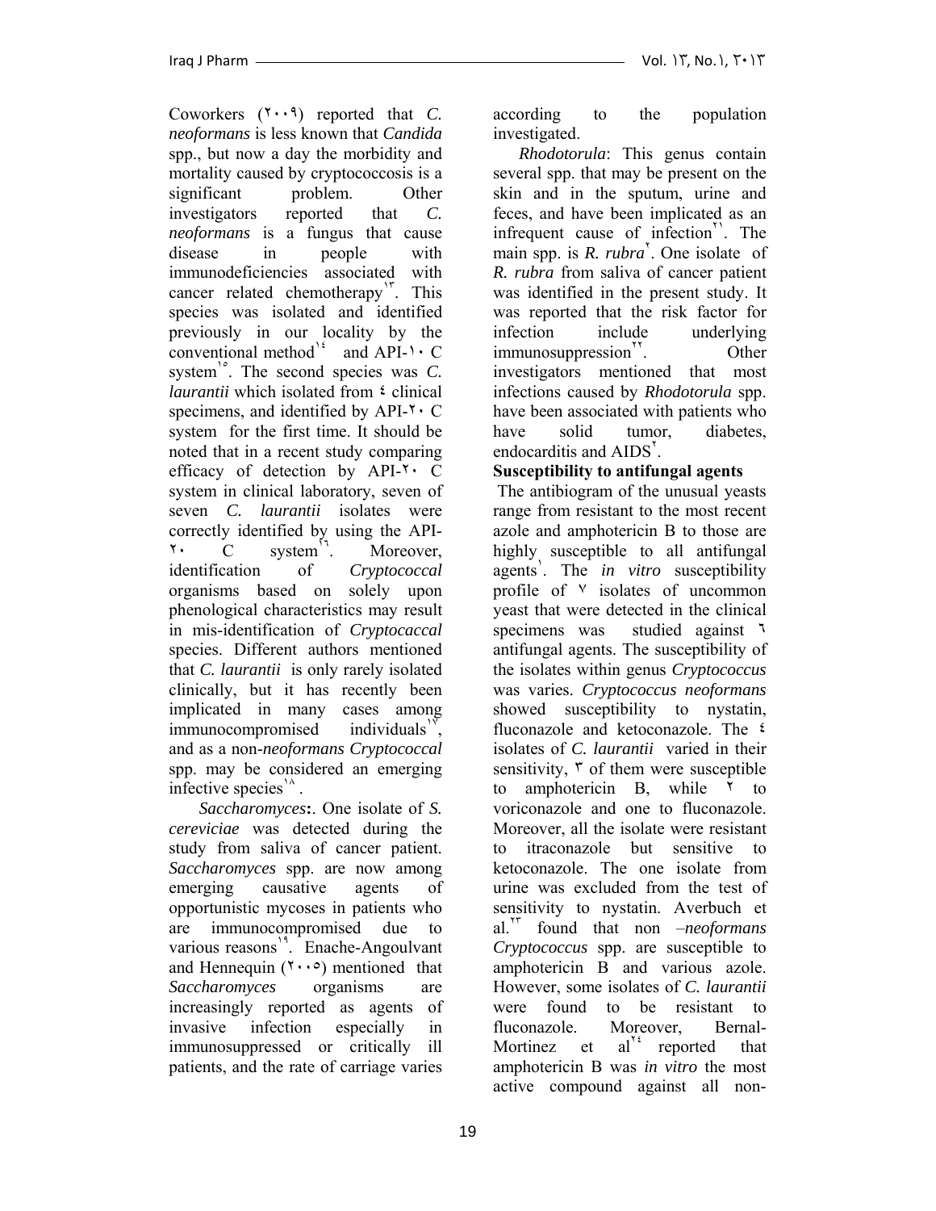Coworkers (٢٠٠٩) reported that *C. neoformans* is less known that *Candida* spp., but now a day the morbidity and mortality caused by cryptococcosis is a significant problem. Other investigators reported that *C. neoformans* is a fungus that cause disease in people with immunodeficiencies associated with cancer related chemotherapy[١٣]. This species was isolated and identified previously in our locality by the conventional method[١٤] and API-١٠ C system[١٥]. The second species was *C. laurantii* which isolated from ٤ clinical specimens, and identified by API-٢٠ C system for the first time. It should be noted that in a recent study comparing efficacy of detection by API-٢٠ C system in clinical laboratory, seven of seven *C. laurantii* isolates were correctly identified by using the API-٢٠ C system[١٦]. Moreover, identification of *Cryptococcal* organisms based on solely upon phenological characteristics may result in mis-identification of *Cryptocaccal* species. Different authors mentioned that *C. laurantii* is only rarely isolated clinically, but it has recently been implicated in many cases among immunocompromised individuals[١٧], and as a non-*neoformans Cryptococcal* spp. may be considered an emerging infective species[١٨].

*Saccharomyces***:**. One isolate of *S. cereviciae* was detected during the study from saliva of cancer patient. *Saccharomyces* spp. are now among emerging causative agents of opportunistic mycoses in patients who are immunocompromised due to various reasons[١٩]. Enache-Angoulvant and Hennequin (٢٠٠٥) mentioned that *Saccharomyces* organisms are increasingly reported as agents of invasive infection especially in immunosuppressed or critically ill patients, and the rate of carriage varies according to the population investigated.

*Rhodotorula*: This genus contain several spp. that may be present on the skin and in the sputum, urine and feces, and have been implicated as an infrequent cause of infection[٢١]. The main spp. is *R. rubra*[٢]. One isolate of *R. rubra* from saliva of cancer patient was identified in the present study. It was reported that the risk factor for infection include underlying immunosuppression[٢٢]. Other investigators mentioned that most infections caused by *Rhodotorula* spp. have been associated with patients who have solid tumor, diabetes, endocarditis and AIDS[٢].

**Susceptibility to antifungal agents**

The antibiogram of the unusual yeasts range from resistant to the most recent azole and amphotericin B to those are highly susceptible to all antifungal agents[١]. The *in vitro* susceptibility profile of ٧ isolates of uncommon yeast that were detected in the clinical specimens was studied against ٦ antifungal agents. The susceptibility of the isolates within genus *Cryptococcus* was varies. *Cryptococcus neoformans* showed susceptibility to nystatin, fluconazole and ketoconazole. The ٤ isolates of *C. laurantii* varied in their sensitivity, ٣ of them were susceptible to amphotericin B, while ٢ to voriconazole and one to fluconazole. Moreover, all the isolate were resistant to itraconazole but sensitive to ketoconazole. The one isolate from urine was excluded from the test of sensitivity to nystatin. Averbuch et al.[٢٣] found that non –*neoformans Cryptococcus* spp. are susceptible to amphotericin B and various azole. However, some isolates of *C. laurantii* were found to be resistant to fluconazole. Moreover, Bernal-Mortinez et al[٢٤] reported that amphotericin B was *in vitro* the most active compound against all non-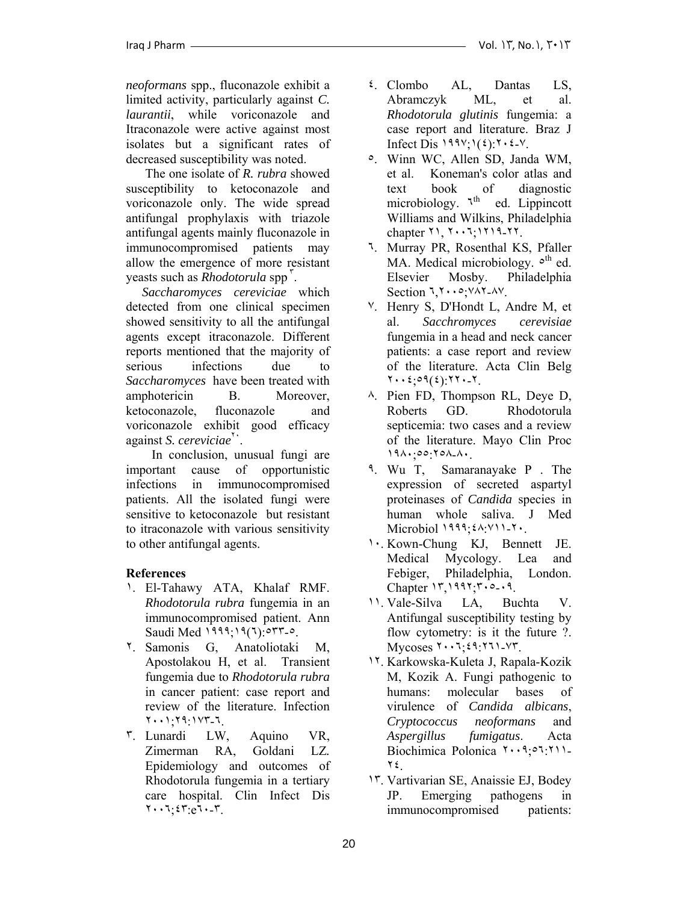*neoformans* spp., fluconazole exhibit a limited activity, particularly against *C. laurantii*, while voriconazole and Itraconazole were active against most isolates but a significant rates of decreased susceptibility was noted.

The one isolate of *R. rubra* showed susceptibility to ketoconazole and voriconazole only. The wide spread antifungal prophylaxis with triazole antifungal agents mainly fluconazole in immunocompromised patients may allow the emergence of more resistant yeasts such as *Rhodotorula* spp[٣].

*Saccharomyces cereviciae* which detected from one clinical specimen showed sensitivity to all the antifungal agents except itraconazole. Different reports mentioned that the majority of serious infections due to *Saccharomyces* have been treated with amphotericin B. Moreover, ketoconazole, fluconazole and voriconazole exhibit good efficacy against *S. cereviciae*[٢٠].

In conclusion, unusual fungi are important cause of opportunistic infections in immunocompromised patients. All the isolated fungi were sensitive to ketoconazole but resistant to itraconazole with various sensitivity to other antifungal agents.

**References**

١. El-Tahawy ATA, Khalaf RMF. *Rhodotorula rubra* fungemia in an immunocompromised patient. Ann Saudi Med ١٩٩٩;١٩(٦):٥٣٣-٥.
٢. Samonis G, Anatoliotaki M, Apostolakou H, et al. Transient fungemia due to *Rhodotorula rubra* in cancer patient: case report and review of the literature. Infection ٢٠٠١;٢٩:١٧٣-٦.
٣. Lunardi LW, Aquino VR, Zimerman RA, Goldani LZ. Epidemiology and outcomes of Rhodotorula fungemia in a tertiary care hospital. Clin Infect Dis ٢٠٠٦;٤٣:e٦٠-٣.
٤. Clombo AL, Dantas LS, Abramczyk ML, et al. *Rhodotorula glutinis* fungemia: a case report and literature. Braz J Infect Dis ١٩٩٧;١(٤):٢٠٤-٧.
٥. Winn WC, Allen SD, Janda WM, et al. Koneman's color atlas and text book of diagnostic microbiology. ٦th ed. Lippincott Williams and Wilkins, Philadelphia chapter ٢١, ٢٠٠٦;١٢١٩-٢٢.
٦. Murray PR, Rosenthal KS, Pfaller MA. Medical microbiology. ٥th ed. Elsevier Mosby. Philadelphia Section ٦,٢٠٠٥;٧٨٢-٨٧.
٧. Henry S, D'Hondt L, Andre M, et al. *Sacchromyces cerevisiae* fungemia in a head and neck cancer patients: a case report and review of the literature. Acta Clin Belg ٢٠٠٤;٥٩(٤):٢٢٠-٢.
٨. Pien FD, Thompson RL, Deye D, Roberts GD. Rhodotorula septicemia: two cases and a review of the literature. Mayo Clin Proc ١٩٨٠;٥٥:٢٥٨-٨٠.
٩. Wu T, Samaranayake P . The expression of secreted aspartyl proteinases of *Candida* species in human whole saliva. J Med Microbiol ١٩٩٩;٤٨:٧١١-٢٠.
١٠. Kown-Chung KJ, Bennett JE. Medical Mycology. Lea and Febiger, Philadelphia, London. Chapter ١٣,١٩٩٢;٣٠٥-٠٩.
١١. Vale-Silva LA, Buchta V. Antifungal susceptibility testing by flow cytometry: is it the future ?. Mycoses ٢٠٠٦;٤٩:٢٦١-٧٣.
١٢. Karkowska-Kuleta J, Rapala-Kozik M, Kozik A. Fungi pathogenic to humans: molecular bases of virulence of *Candida albicans*, *Cryptococcus neoformans* and *Aspergillus fumigatus*. Acta Biochimica Polonica ٢٠٠٩;٥٦:٢١١-٢٤.
١٣. Vartivarian SE, Anaissie EJ, Bodey JP. Emerging pathogens in immunocompromised patients: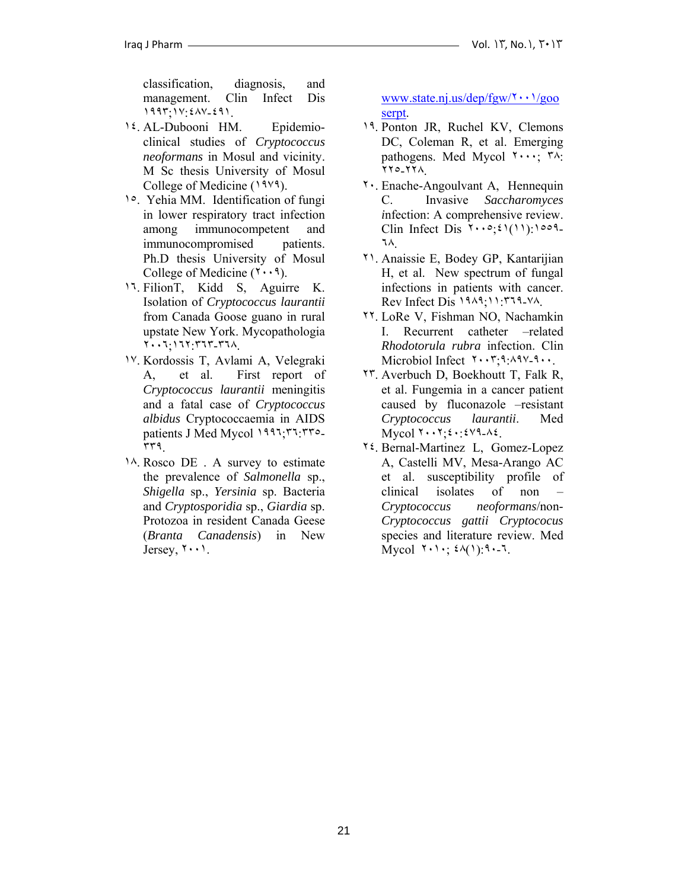classification, diagnosis, and management. Clin Infect Dis ١٩٩٣;١٧:٤٨٧-٤٩١.

١٤. AL-Dubooni HM. Epidemio-clinical studies of *Cryptococcus neoformans* in Mosul and vicinity. M Sc thesis University of Mosul College of Medicine (١٩٧٩).

١٥. Yehia MM. Identification of fungi in lower respiratory tract infection among immunocompetent and immunocompromised patients. Ph.D thesis University of Mosul College of Medicine (٢٠٠٩).

١٦. FilionT, Kidd S, Aguirre K. Isolation of *Cryptococcus laurantii* from Canada Goose guano in rural upstate New York. Mycopathologia ٢٠٠٦;١٦٢:٣٦٣-٣٦٨.

١٧. Kordossis T, Avlami A, Velegraki A, et al. First report of *Cryptococcus laurantii* meningitis and a fatal case of *Cryptococcus albidus* Cryptococcaemia in AIDS patients J Med Mycol ١٩٩٦;٣٦:٣٣٥-٣٣٩.

١٨. Rosco DE . A survey to estimate the prevalence of *Salmonella* sp., *Shigella* sp., *Yersinia* sp. Bacteria and *Cryptosporidia* sp., *Giardia* sp. Protozoa in resident Canada Geese (*Branta Canadensis*) in New Jersey, ٢٠٠١. www.state.nj.us/dep/fgw/٢٠٠١/goosersept.

١٩. Ponton JR, Ruchel KV, Clemons DC, Coleman R, et al. Emerging pathogens. Med Mycol ٢٠٠٠; ٣٨: ٢٢٥-٢٢٨.

٢٠. Enache-Angoulvant A, Hennequin C. Invasive *Saccharomyces* infection: A comprehensive review. Clin Infect Dis ٢٠٠٥;٤١(١١):١٥٥٩-٦٨.

٢١. Anaissie E, Bodey GP, Kantarijian H, et al. New spectrum of fungal infections in patients with cancer. Rev Infect Dis ١٩٨٩;١١:٣٦٩-٧٨.

٢٢. LoRe V, Fishman NO, Nachamkin I. Recurrent catheter –related *Rhodotorula rubra* infection. Clin Microbiol Infect ٢٠٠٣;٩:٨٩٧-٩٠٠.

٢٣. Averbuch D, Boekhoutt T, Falk R, et al. Fungemia in a cancer patient caused by fluconazole –resistant *Cryptococcus laurantii*. Med Mycol ٢٠٠٢;٤٠:٤٧٩-٨٤.

٢٤. Bernal-Martinez L, Gomez-Lopez A, Castelli MV, Mesa-Arango AC et al. susceptibility profile of clinical isolates of non – *Cryptococcus neoformans*/non-*Cryptococcus gattii Cryptococus* species and literature review. Med Mycol ٢٠١٠; ٤٨(١):٩٠-٦.